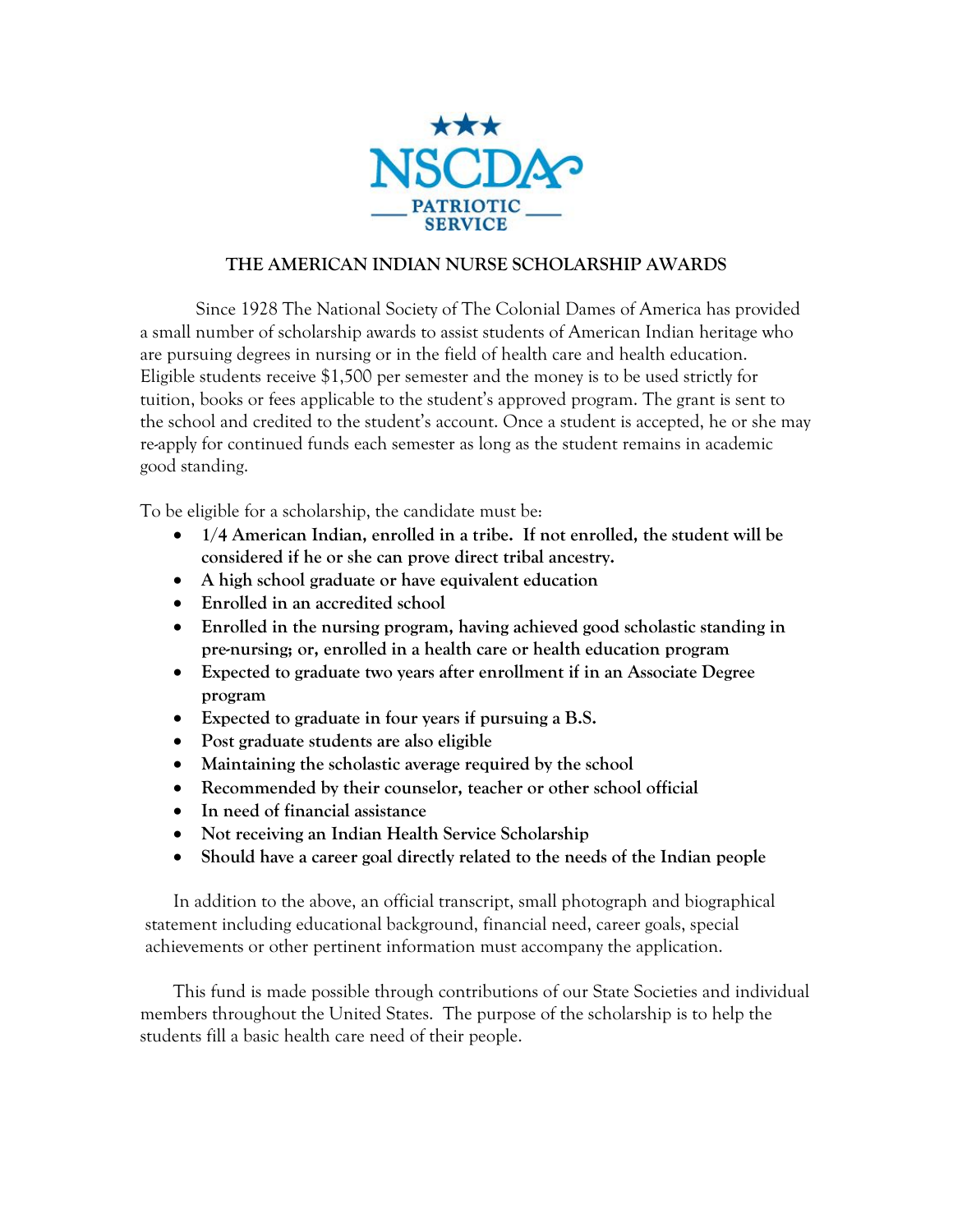NSCDA PATRIOTIC SERVICE

# THE AMERICAN INDIAN NURSE SCHOLARSHIP AWARDS

Since 1928 The National Society of The Colonial Dames of America has provided a small number of scholarship awards to assist students of American Indian heritage who are pursuing degrees in nursing or in the field of health care and health education. Eligible students receive $1,500 per semester and the money is to be used strictly for tuition, books or fees applicable to the student's approved program. The grant is sent to the school and credited to the student's account. Once a student is accepted, he or she may re-apply for continued funds each semester as long as the student remains in academic good standing.

To be eligible for a scholarship, the candidate must be:

- **1/4 American Indian, enrolled in a tribe. If not enrolled, the student will be considered if he or she can prove direct tribal ancestry.**
- **A high school graduate or have equivalent education**
- **Enrolled in an accredited school**
- **Enrolled in the nursing program, having achieved good scholastic standing in pre-nursing; or, enrolled in a health care or health education program**
- **Expected to graduate two years after enrollment if in an Associate Degree program**
- **Expected to graduate in four years if pursuing a B.S.**
- **Post graduate students are also eligible**
- **Maintaining the scholastic average required by the school**
- **Recommended by their counselor, teacher or other school official**
- **In need of financial assistance**
- **Not receiving an Indian Health Service Scholarship**
- **Should have a career goal directly related to the needs of the Indian people**

In addition to the above, an official transcript, small photograph and biographical statement including educational background, financial need, career goals, special achievements or other pertinent information must accompany the application.

This fund is made possible through contributions of our State Societies and individual members throughout the United States. The purpose of the scholarship is to help the students fill a basic health care need of their people.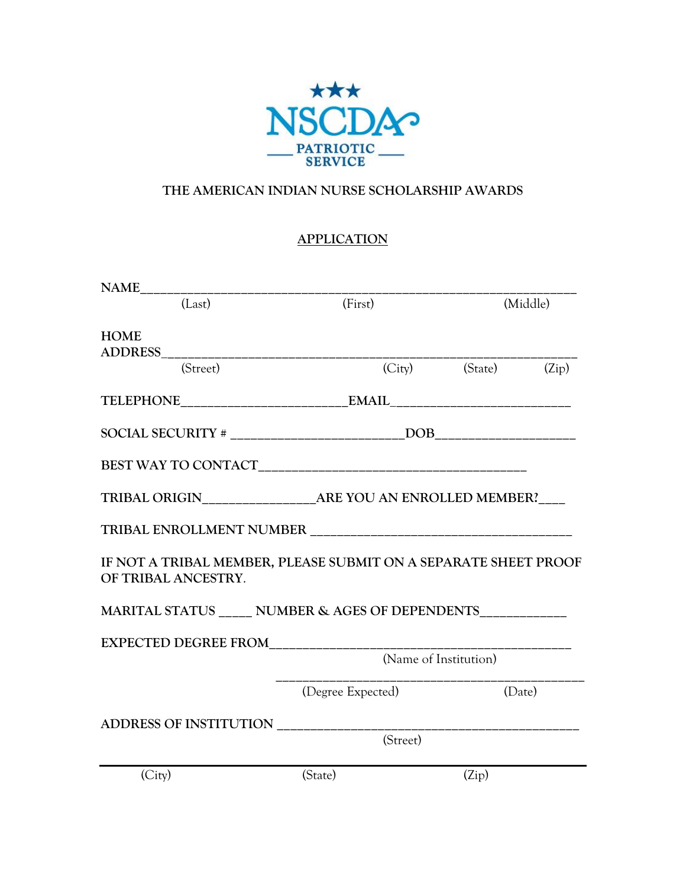NSCDA

PATRIOTIC SERVICE

THE AMERICAN INDIAN NURSE SCHOLARSHIP AWARDS

APPLICATION

NAME_______________________________________________________________

(Last) (First) (Middle)

HOME ADDRESS_______________________________________________________

(Street) (City) (State) (Zip)

TELEPHONE________________________EMAIL__________________________

SOCIAL SECURITY # _________________________DOB____________________

BEST WAY TO CONTACT________________________________________

TRIBAL ORIGIN________________ARE YOU AN ENROLLED MEMBER?____

TRIBAL ENROLLMENT NUMBER ______________________________________

IF NOT A TRIBAL MEMBER, PLEASE SUBMIT ON A SEPARATE SHEET PROOF OF TRIBAL ANCESTRY.

MARITAL STATUS _____ NUMBER & AGES OF DEPENDENTS____________

EXPECTED DEGREE FROM_______________________________________________

(Name of Institution)

_______________________________________________

(Degree Expected) (Date)

ADDRESS OF INSTITUTION _____________________________________________

(Street)

_______________________________________________________________

(City) (State) (Zip)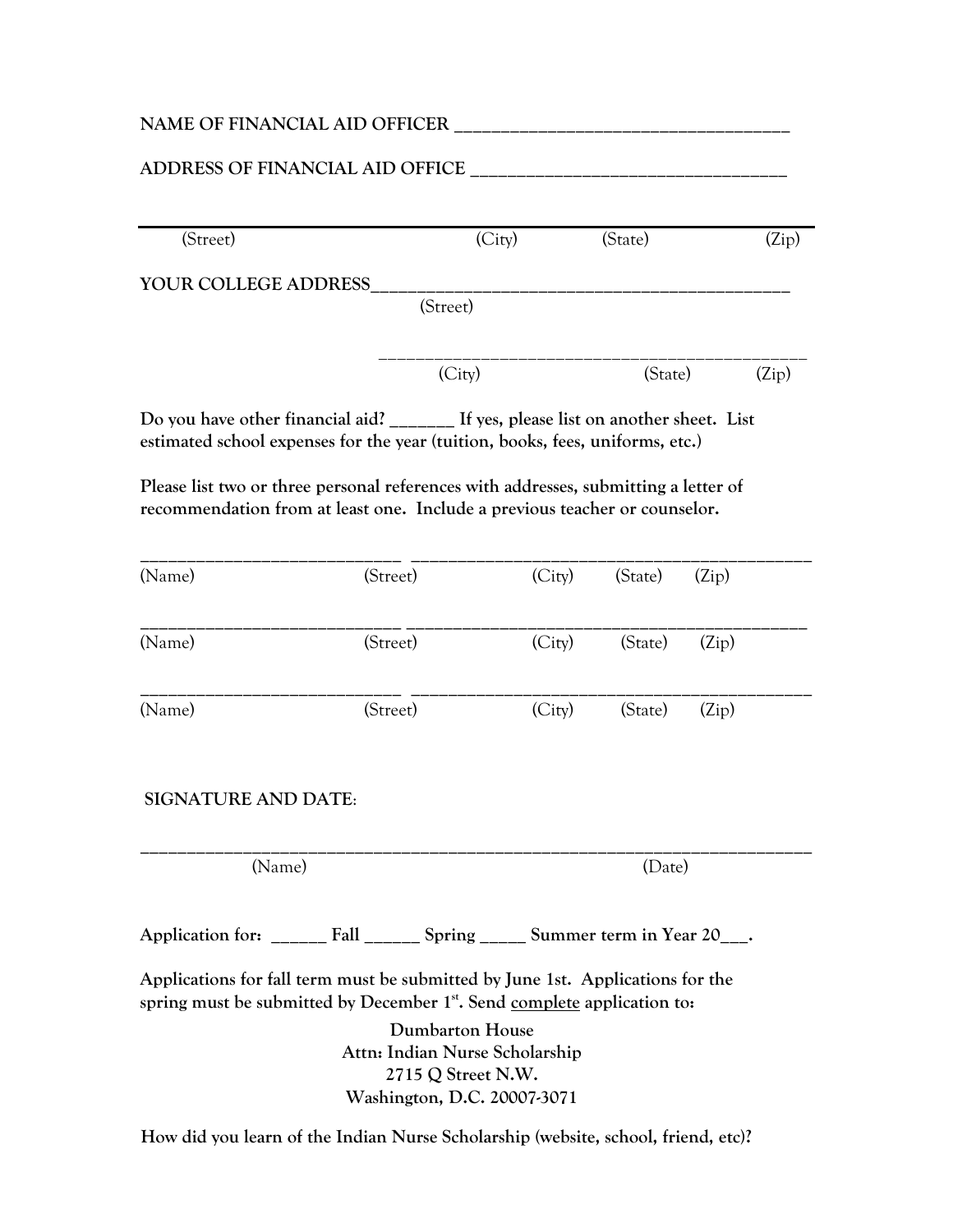**NAME OF FINANCIAL AID OFFICER** ______________________________________

**ADDRESS OF FINANCIAL AID OFFICE** ____________________________________

___________________________________________________________________________

(Street) (City) (State) (Zip)

**YOUR COLLEGE ADDRESS**_______________________________________________

(Street)

_______________________________________________

(City) (State) (Zip)

**Do you have other financial aid? _______ If yes, please list on another sheet. List estimated school expenses for the year (tuition, books, fees, uniforms, etc.)**

**Please list two or three personal references with addresses, submitting a letter of recommendation from at least one. Include a previous teacher or counselor.**

____________________________ ____________________________________________

(Name) (Street) (City) (State) (Zip)

____________________________ ____________________________________________

(Name) (Street) (City) (State) (Zip)

____________________________ ____________________________________________

(Name) (Street) (City) (State) (Zip)

**SIGNATURE AND DATE**:

___________________________________________________________________________

(Name) (Date)

**Application for: ______ Fall ______ Spring _____ Summer term in Year 20___.**

**Applications for fall term must be submitted by June 1st. Applications for the spring must be submitted by December 1st. Send complete application to:**

**Dumbarton House**
**Attn: Indian Nurse Scholarship**
**2715 Q Street N.W.**
**Washington, D.C. 20007-3071**

**How did you learn of the Indian Nurse Scholarship (website, school, friend, etc)?**